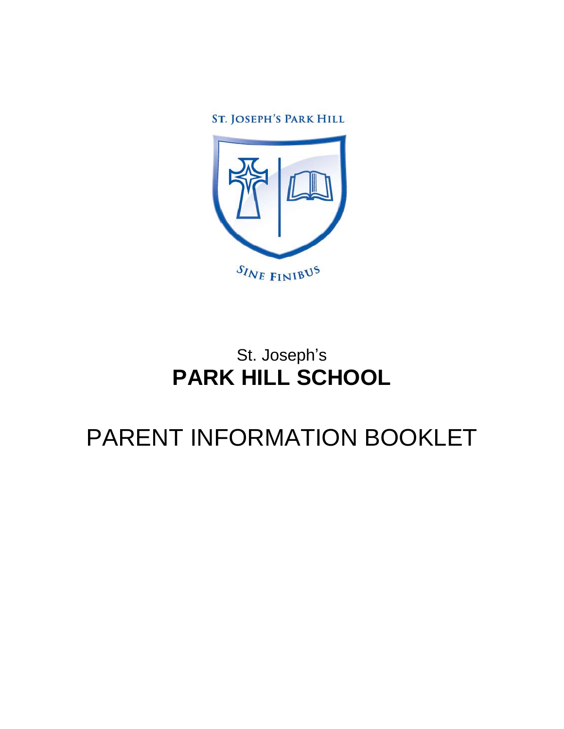ST. JOSEPH'S PARK HILL

SINE FINIBUS

St. Joseph's

# PARK HILL SCHOOL

# PARENT INFORMATION BOOKLET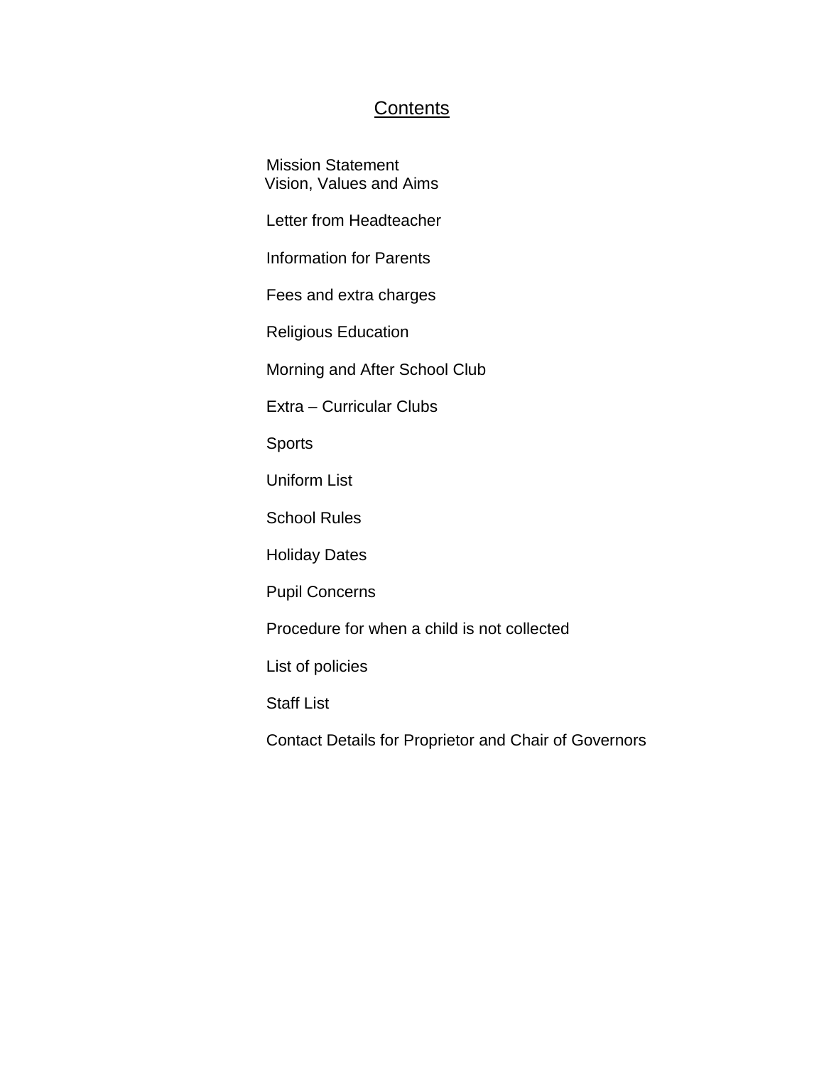# Contents

Mission Statement
Vision, Values and Aims

Letter from Headteacher

Information for Parents

Fees and extra charges

Religious Education

Morning and After School Club

Extra – Curricular Clubs

Sports

Uniform List

School Rules

Holiday Dates

Pupil Concerns

Procedure for when a child is not collected

List of policies

Staff List

Contact Details for Proprietor and Chair of Governors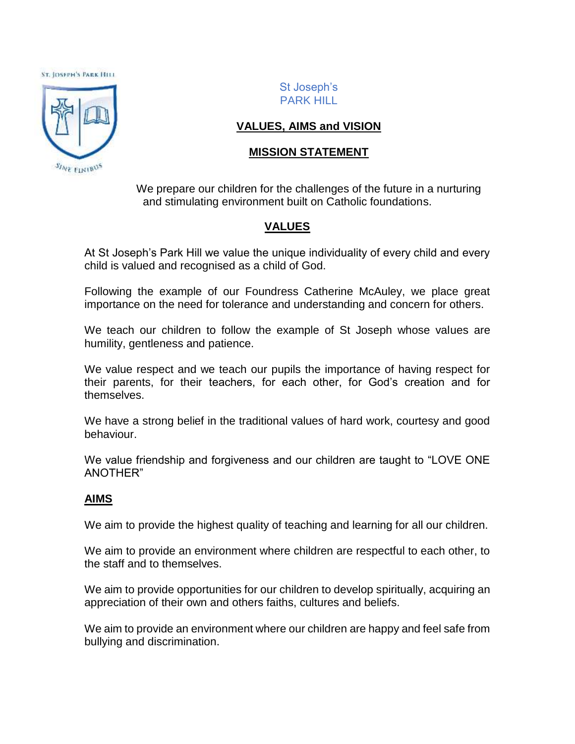St Joseph's
PARK HILL

## VALUES, AIMS and VISION

## MISSION STATEMENT

We prepare our children for the challenges of the future in a nurturing and stimulating environment built on Catholic foundations.

## VALUES

At St Joseph's Park Hill we value the unique individuality of every child and every child is valued and recognised as a child of God.

Following the example of our Foundress Catherine McAuley, we place great importance on the need for tolerance and understanding and concern for others.

We teach our children to follow the example of St Joseph whose values are humility, gentleness and patience.

We value respect and we teach our pupils the importance of having respect for their parents, for their teachers, for each other, for God's creation and for themselves.

We have a strong belief in the traditional values of hard work, courtesy and good behaviour.

We value friendship and forgiveness and our children are taught to "LOVE ONE ANOTHER"

## AIMS

We aim to provide the highest quality of teaching and learning for all our children.

We aim to provide an environment where children are respectful to each other, to the staff and to themselves.

We aim to provide opportunities for our children to develop spiritually, acquiring an appreciation of their own and others faiths, cultures and beliefs.

We aim to provide an environment where our children are happy and feel safe from bullying and discrimination.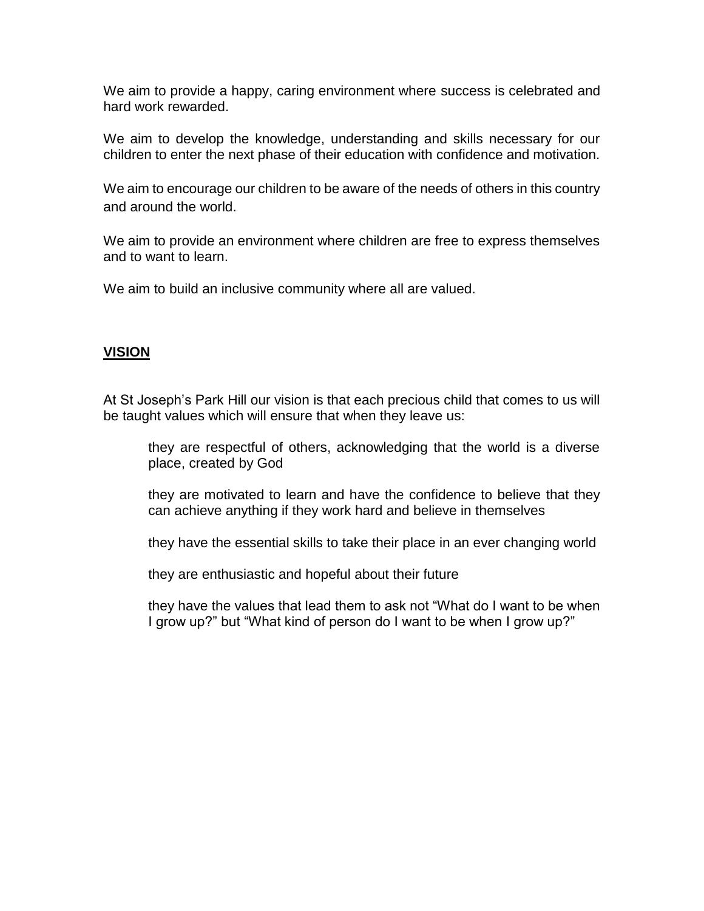We aim to provide a happy, caring environment where success is celebrated and hard work rewarded.

We aim to develop the knowledge, understanding and skills necessary for our children to enter the next phase of their education with confidence and motivation.

We aim to encourage our children to be aware of the needs of others in this country and around the world.

We aim to provide an environment where children are free to express themselves and to want to learn.

We aim to build an inclusive community where all are valued.

## VISION

At St Joseph's Park Hill our vision is that each precious child that comes to us will be taught values which will ensure that when they leave us:

- they are respectful of others, acknowledging that the world is a diverse place, created by God

- they are motivated to learn and have the confidence to believe that they can achieve anything if they work hard and believe in themselves

- they have the essential skills to take their place in an ever changing world

- they are enthusiastic and hopeful about their future

- they have the values that lead them to ask not "What do I want to be when I grow up?" but "What kind of person do I want to be when I grow up?"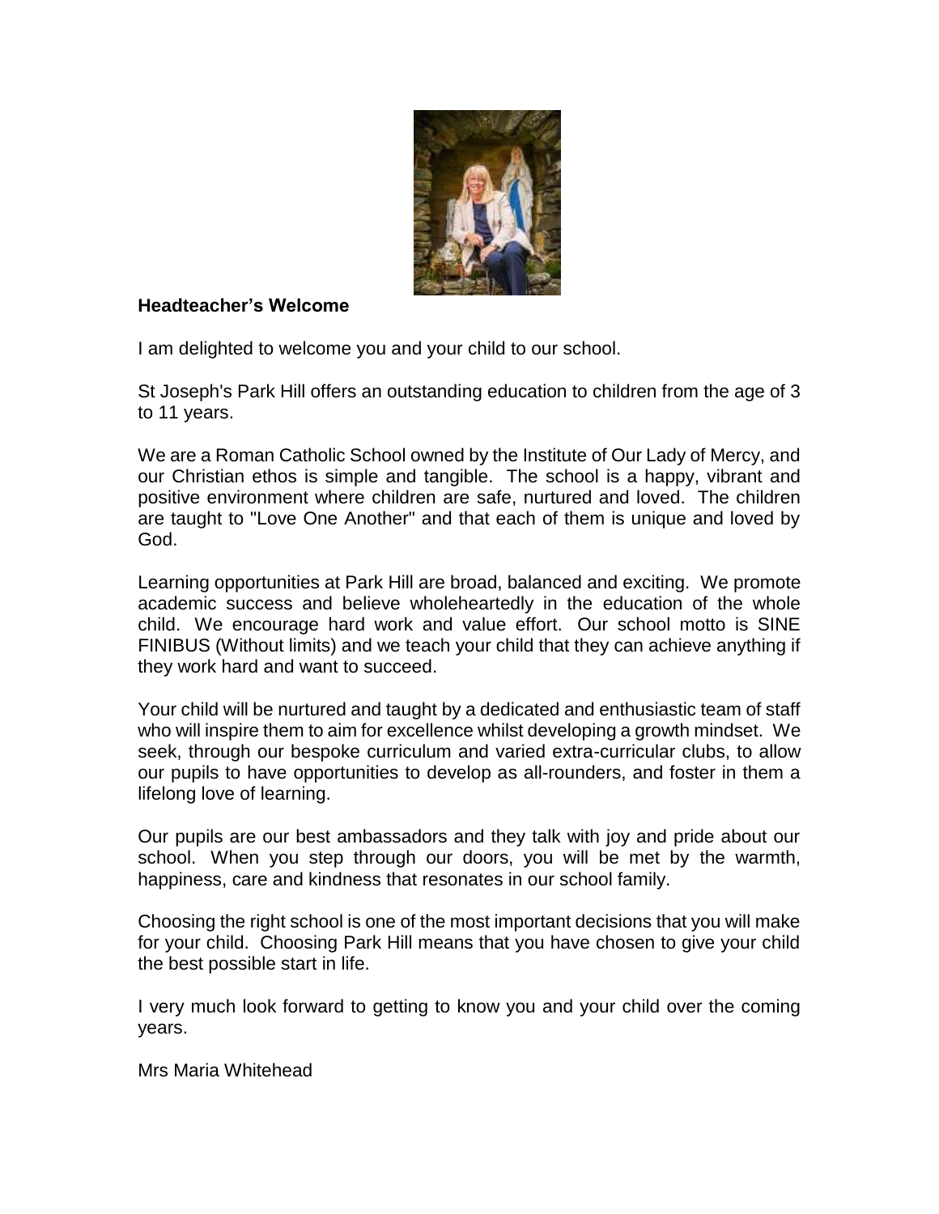**Headteacher's Welcome**

I am delighted to welcome you and your child to our school.

St Joseph's Park Hill offers an outstanding education to children from the age of 3 to 11 years.

We are a Roman Catholic School owned by the Institute of Our Lady of Mercy, and our Christian ethos is simple and tangible. The school is a happy, vibrant and positive environment where children are safe, nurtured and loved. The children are taught to "Love One Another" and that each of them is unique and loved by God.

Learning opportunities at Park Hill are broad, balanced and exciting. We promote academic success and believe wholeheartedly in the education of the whole child. We encourage hard work and value effort. Our school motto is SINE FINIBUS (Without limits) and we teach your child that they can achieve anything if they work hard and want to succeed.

Your child will be nurtured and taught by a dedicated and enthusiastic team of staff who will inspire them to aim for excellence whilst developing a growth mindset. We seek, through our bespoke curriculum and varied extra-curricular clubs, to allow our pupils to have opportunities to develop as all-rounders, and foster in them a lifelong love of learning.

Our pupils are our best ambassadors and they talk with joy and pride about our school. When you step through our doors, you will be met by the warmth, happiness, care and kindness that resonates in our school family.

Choosing the right school is one of the most important decisions that you will make for your child. Choosing Park Hill means that you have chosen to give your child the best possible start in life.

I very much look forward to getting to know you and your child over the coming years.

Mrs Maria Whitehead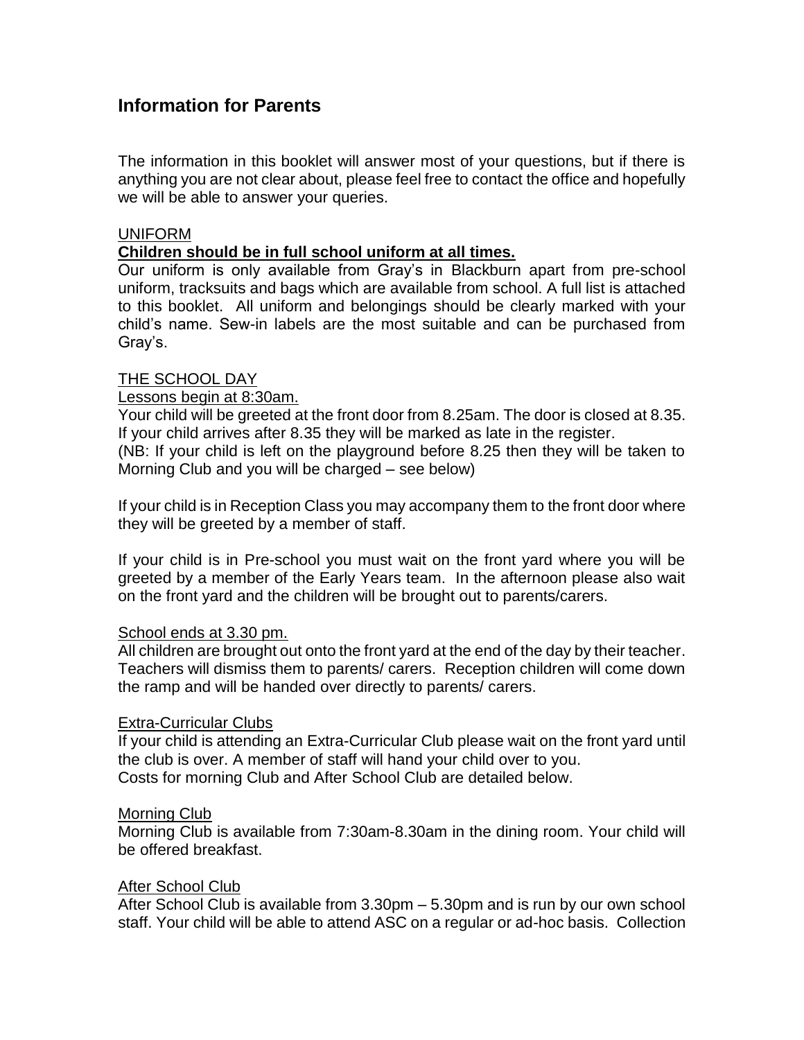## Information for Parents

The information in this booklet will answer most of your questions, but if there is anything you are not clear about, please feel free to contact the office and hopefully we will be able to answer your queries.

UNIFORM

**Children should be in full school uniform at all times.**

Our uniform is only available from Gray's in Blackburn apart from pre-school uniform, tracksuits and bags which are available from school. A full list is attached to this booklet. All uniform and belongings should be clearly marked with your child's name. Sew-in labels are the most suitable and can be purchased from Gray's.

THE SCHOOL DAY

Lessons begin at 8:30am.

Your child will be greeted at the front door from 8.25am. The door is closed at 8.35. If your child arrives after 8.35 they will be marked as late in the register.
(NB: If your child is left on the playground before 8.25 then they will be taken to Morning Club and you will be charged – see below)

If your child is in Reception Class you may accompany them to the front door where they will be greeted by a member of staff.

If your child is in Pre-school you must wait on the front yard where you will be greeted by a member of the Early Years team. In the afternoon please also wait on the front yard and the children will be brought out to parents/carers.

School ends at 3.30 pm.

All children are brought out onto the front yard at the end of the day by their teacher. Teachers will dismiss them to parents/ carers. Reception children will come down the ramp and will be handed over directly to parents/ carers.

Extra-Curricular Clubs

If your child is attending an Extra-Curricular Club please wait on the front yard until the club is over. A member of staff will hand your child over to you.
Costs for morning Club and After School Club are detailed below.

Morning Club

Morning Club is available from 7:30am-8.30am in the dining room. Your child will be offered breakfast.

After School Club

After School Club is available from 3.30pm – 5.30pm and is run by our own school staff. Your child will be able to attend ASC on a regular or ad-hoc basis. Collection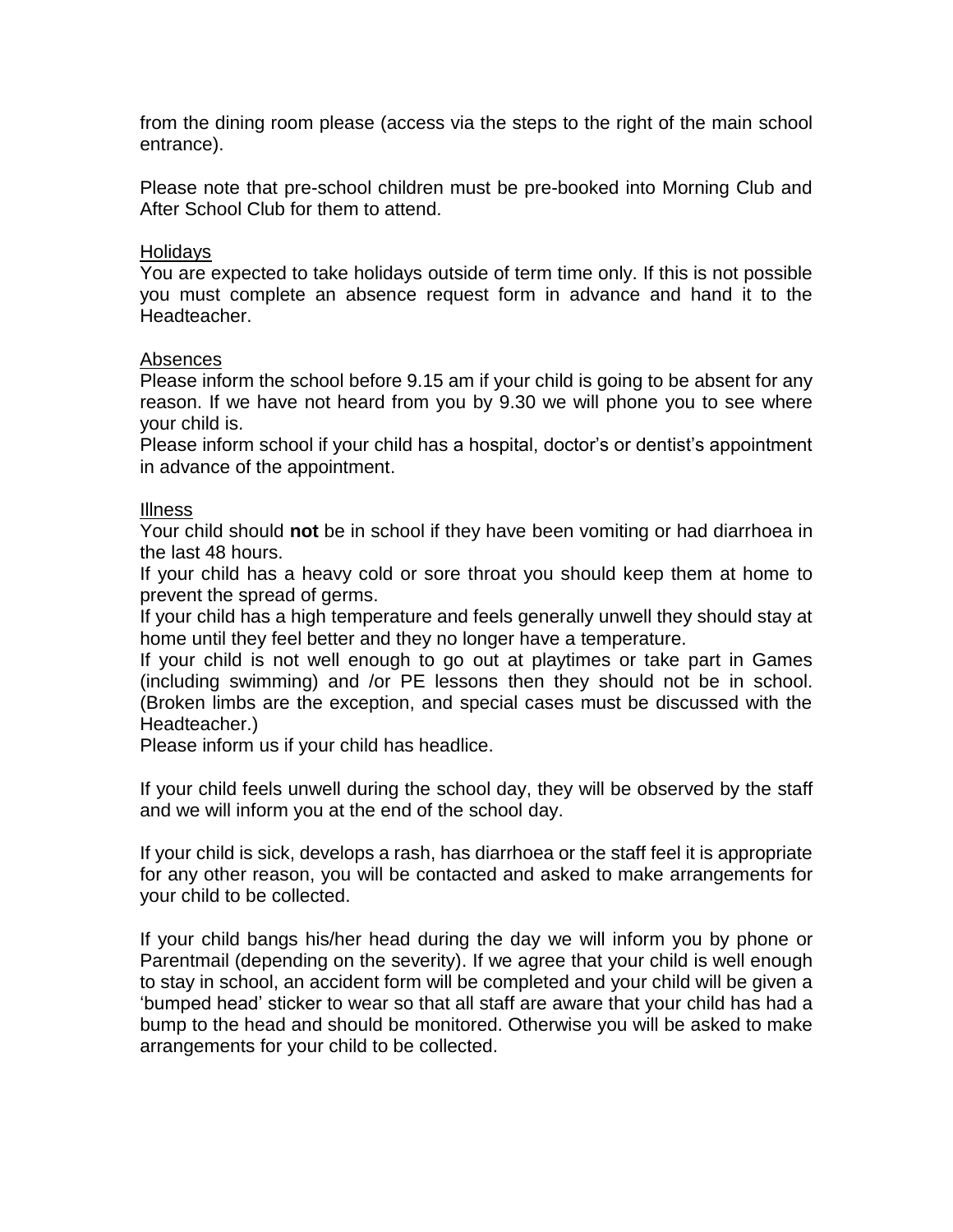from the dining room please (access via the steps to the right of the main school entrance).

Please note that pre-school children must be pre-booked into Morning Club and After School Club for them to attend.

<u>Holidays</u>
You are expected to take holidays outside of term time only. If this is not possible you must complete an absence request form in advance and hand it to the Headteacher.

<u>Absences</u>
Please inform the school before 9.15 am if your child is going to be absent for any reason. If we have not heard from you by 9.30 we will phone you to see where your child is.
Please inform school if your child has a hospital, doctor's or dentist's appointment in advance of the appointment.

<u>Illness</u>
Your child should **not** be in school if they have been vomiting or had diarrhoea in the last 48 hours.
If your child has a heavy cold or sore throat you should keep them at home to prevent the spread of germs.
If your child has a high temperature and feels generally unwell they should stay at home until they feel better and they no longer have a temperature.
If your child is not well enough to go out at playtimes or take part in Games (including swimming) and /or PE lessons then they should not be in school. (Broken limbs are the exception, and special cases must be discussed with the Headteacher.)
Please inform us if your child has headlice.

If your child feels unwell during the school day, they will be observed by the staff and we will inform you at the end of the school day.

If your child is sick, develops a rash, has diarrhoea or the staff feel it is appropriate for any other reason, you will be contacted and asked to make arrangements for your child to be collected.

If your child bangs his/her head during the day we will inform you by phone or Parentmail (depending on the severity). If we agree that your child is well enough to stay in school, an accident form will be completed and your child will be given a 'bumped head' sticker to wear so that all staff are aware that your child has had a bump to the head and should be monitored. Otherwise you will be asked to make arrangements for your child to be collected.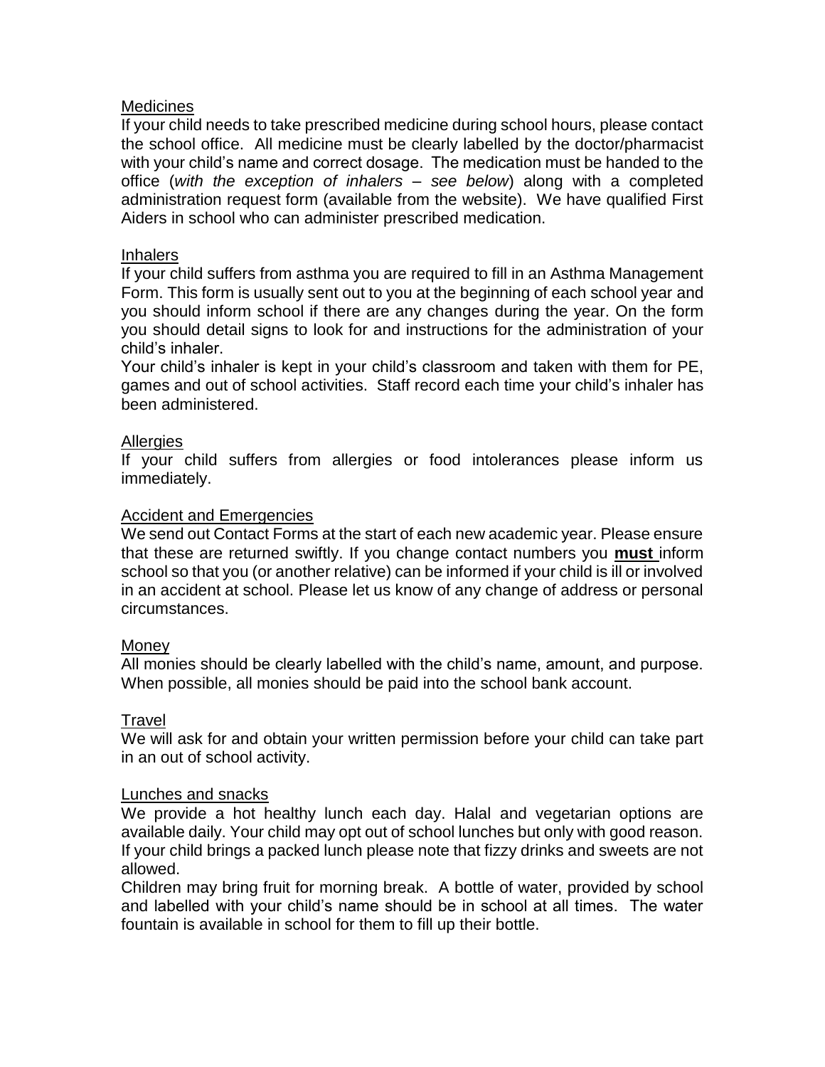## Medicines

If your child needs to take prescribed medicine during school hours, please contact the school office. All medicine must be clearly labelled by the doctor/pharmacist with your child's name and correct dosage. The medication must be handed to the office (*with the exception of inhalers – see below*) along with a completed administration request form (available from the website). We have qualified First Aiders in school who can administer prescribed medication.

## Inhalers

If your child suffers from asthma you are required to fill in an Asthma Management Form. This form is usually sent out to you at the beginning of each school year and you should inform school if there are any changes during the year. On the form you should detail signs to look for and instructions for the administration of your child's inhaler.

Your child's inhaler is kept in your child's classroom and taken with them for PE, games and out of school activities. Staff record each time your child's inhaler has been administered.

## Allergies

If your child suffers from allergies or food intolerances please inform us immediately.

## Accident and Emergencies

We send out Contact Forms at the start of each new academic year. Please ensure that these are returned swiftly. If you change contact numbers you **must** inform school so that you (or another relative) can be informed if your child is ill or involved in an accident at school. Please let us know of any change of address or personal circumstances.

## Money

All monies should be clearly labelled with the child's name, amount, and purpose. When possible, all monies should be paid into the school bank account.

## Travel

We will ask for and obtain your written permission before your child can take part in an out of school activity.

## Lunches and snacks

We provide a hot healthy lunch each day. Halal and vegetarian options are available daily. Your child may opt out of school lunches but only with good reason. If your child brings a packed lunch please note that fizzy drinks and sweets are not allowed.

Children may bring fruit for morning break. A bottle of water, provided by school and labelled with your child's name should be in school at all times. The water fountain is available in school for them to fill up their bottle.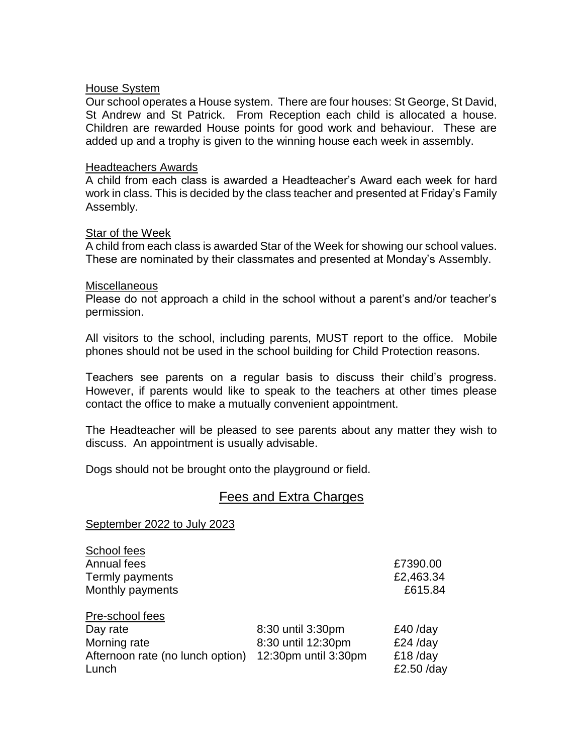### House System

Our school operates a House system. There are four houses: St George, St David, St Andrew and St Patrick. From Reception each child is allocated a house. Children are rewarded House points for good work and behaviour. These are added up and a trophy is given to the winning house each week in assembly.

### Headteachers Awards

A child from each class is awarded a Headteacher's Award each week for hard work in class. This is decided by the class teacher and presented at Friday's Family Assembly.

### Star of the Week

A child from each class is awarded Star of the Week for showing our school values. These are nominated by their classmates and presented at Monday's Assembly.

### Miscellaneous

Please do not approach a child in the school without a parent's and/or teacher's permission.

All visitors to the school, including parents, MUST report to the office. Mobile phones should not be used in the school building for Child Protection reasons.

Teachers see parents on a regular basis to discuss their child's progress. However, if parents would like to speak to the teachers at other times please contact the office to make a mutually convenient appointment.

The Headteacher will be pleased to see parents about any matter they wish to discuss. An appointment is usually advisable.

Dogs should not be brought onto the playground or field.

## Fees and Extra Charges

### September 2022 to July 2023

**School fees**

| | |
|---|---|
| Annual fees | £7390.00 |
| Termly payments | £2,463.34 |
| Monthly payments | £615.84 |

**Pre-school fees**

| | | |
|---|---|---|
| Day rate | 8:30 until 3:30pm | £40 /day |
| Morning rate | 8:30 until 12:30pm | £24 /day |
| Afternoon rate (no lunch option) | 12:30pm until 3:30pm | £18 /day |
| Lunch | | £2.50 /day |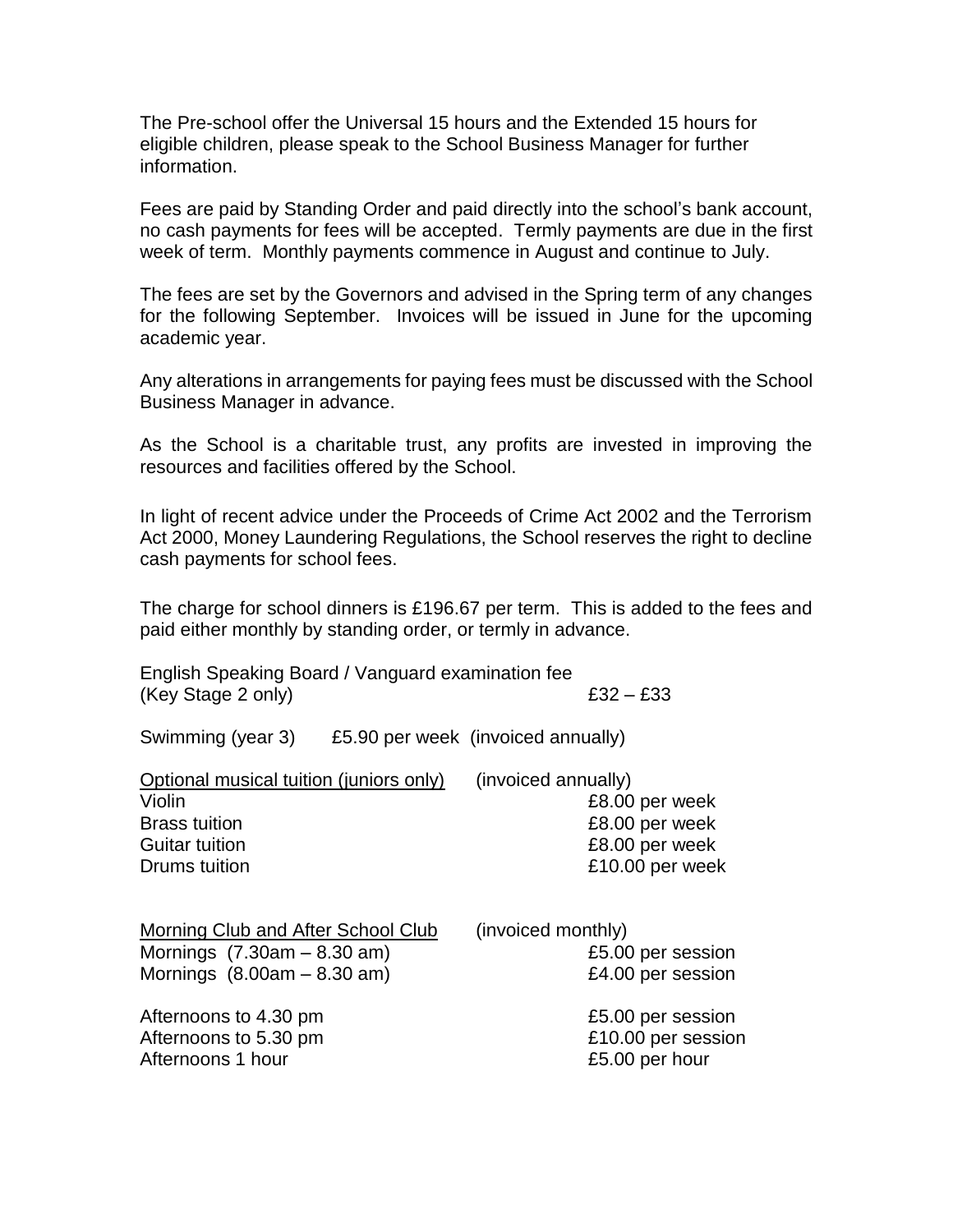The Pre-school offer the Universal 15 hours and the Extended 15 hours for eligible children, please speak to the School Business Manager for further information.

Fees are paid by Standing Order and paid directly into the school's bank account, no cash payments for fees will be accepted. Termly payments are due in the first week of term. Monthly payments commence in August and continue to July.

The fees are set by the Governors and advised in the Spring term of any changes for the following September. Invoices will be issued in June for the upcoming academic year.

Any alterations in arrangements for paying fees must be discussed with the School Business Manager in advance.

As the School is a charitable trust, any profits are invested in improving the resources and facilities offered by the School.

In light of recent advice under the Proceeds of Crime Act 2002 and the Terrorism Act 2000, Money Laundering Regulations, the School reserves the right to decline cash payments for school fees.

The charge for school dinners is £196.67 per term. This is added to the fees and paid either monthly by standing order, or termly in advance.

| | |
|---|---|
| English Speaking Board / Vanguard examination fee (Key Stage 2 only) | £32 – £33 |

Swimming (year 3) £5.90 per week (invoiced annually)

| <u>Optional musical tuition (juniors only)</u> | (invoiced annually) |
|---|---|
| Violin | £8.00 per week |
| Brass tuition | £8.00 per week |
| Guitar tuition | £8.00 per week |
| Drums tuition | £10.00 per week |

| <u>Morning Club and After School Club</u> | (invoiced monthly) |
|---|---|
| Mornings (7.30am – 8.30 am) | £5.00 per session |
| Mornings (8.00am – 8.30 am) | £4.00 per session |
| Afternoons to 4.30 pm | £5.00 per session |
| Afternoons to 5.30 pm | £10.00 per session |
| Afternoons 1 hour | £5.00 per hour |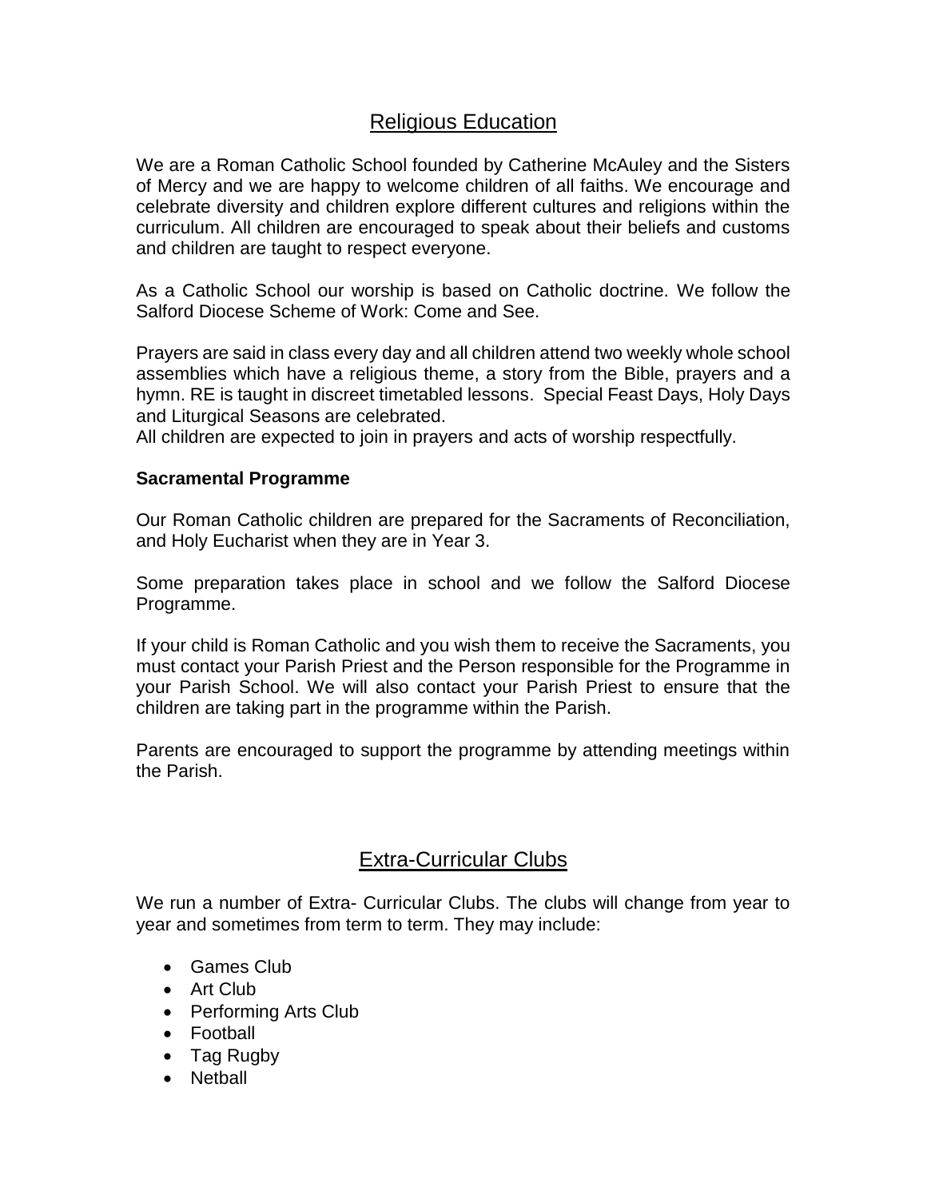## Religious Education

We are a Roman Catholic School founded by Catherine McAuley and the Sisters of Mercy and we are happy to welcome children of all faiths. We encourage and celebrate diversity and children explore different cultures and religions within the curriculum. All children are encouraged to speak about their beliefs and customs and children are taught to respect everyone.

As a Catholic School our worship is based on Catholic doctrine. We follow the Salford Diocese Scheme of Work: Come and See.

Prayers are said in class every day and all children attend two weekly whole school assemblies which have a religious theme, a story from the Bible, prayers and a hymn. RE is taught in discreet timetabled lessons. Special Feast Days, Holy Days and Liturgical Seasons are celebrated.
All children are expected to join in prayers and acts of worship respectfully.

**Sacramental Programme**

Our Roman Catholic children are prepared for the Sacraments of Reconciliation, and Holy Eucharist when they are in Year 3.

Some preparation takes place in school and we follow the Salford Diocese Programme.

If your child is Roman Catholic and you wish them to receive the Sacraments, you must contact your Parish Priest and the Person responsible for the Programme in your Parish School. We will also contact your Parish Priest to ensure that the children are taking part in the programme within the Parish.

Parents are encouraged to support the programme by attending meetings within the Parish.

## Extra-Curricular Clubs

We run a number of Extra- Curricular Clubs. The clubs will change from year to year and sometimes from term to term. They may include:

- Games Club
- Art Club
- Performing Arts Club
- Football
- Tag Rugby
- Netball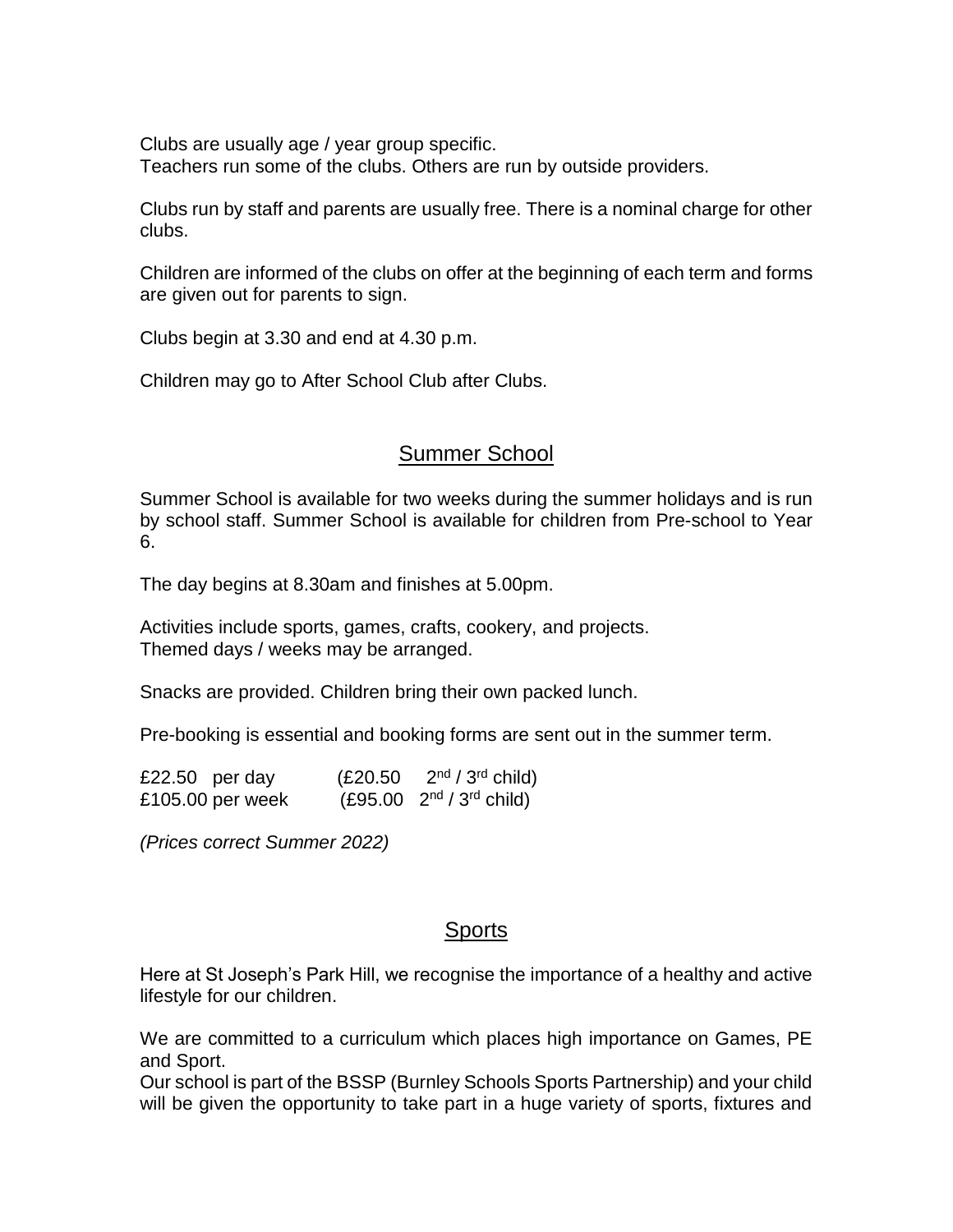Clubs are usually age / year group specific.
Teachers run some of the clubs. Others are run by outside providers.

Clubs run by staff and parents are usually free. There is a nominal charge for other clubs.

Children are informed of the clubs on offer at the beginning of each term and forms are given out for parents to sign.

Clubs begin at 3.30 and end at 4.30 p.m.

Children may go to After School Club after Clubs.

## Summer School

Summer School is available for two weeks during the summer holidays and is run by school staff. Summer School is available for children from Pre-school to Year 6.

The day begins at 8.30am and finishes at 5.00pm.

Activities include sports, games, crafts, cookery, and projects.
Themed days / weeks may be arranged.

Snacks are provided. Children bring their own packed lunch.

Pre-booking is essential and booking forms are sent out in the summer term.

£22.50 per day (£20.50 2nd / 3rd child)
£105.00 per week (£95.00 2nd / 3rd child)

*(Prices correct Summer 2022)*

## Sports

Here at St Joseph's Park Hill, we recognise the importance of a healthy and active lifestyle for our children.

We are committed to a curriculum which places high importance on Games, PE and Sport.
Our school is part of the BSSP (Burnley Schools Sports Partnership) and your child will be given the opportunity to take part in a huge variety of sports, fixtures and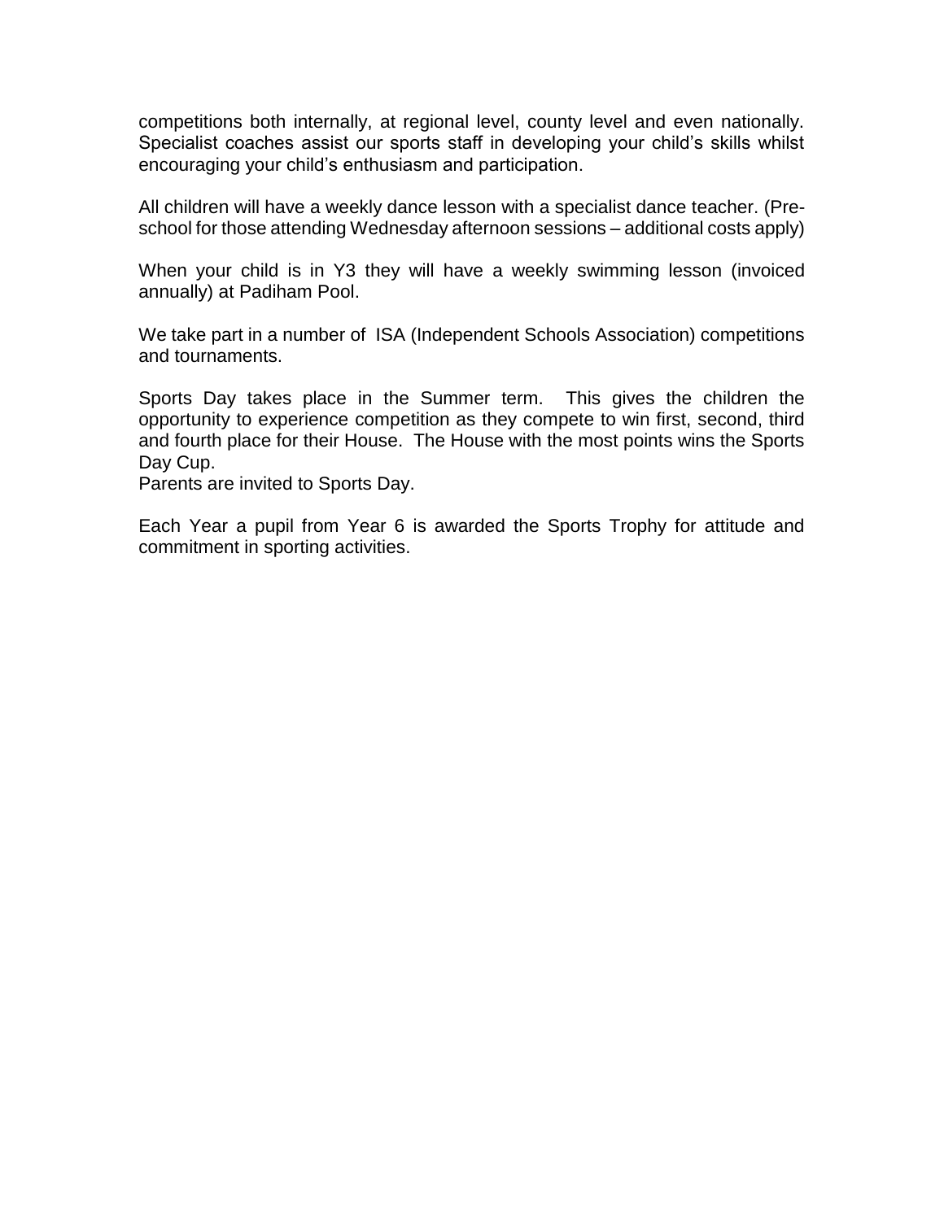competitions both internally, at regional level, county level and even nationally. Specialist coaches assist our sports staff in developing your child's skills whilst encouraging your child's enthusiasm and participation.

All children will have a weekly dance lesson with a specialist dance teacher. (Pre-school for those attending Wednesday afternoon sessions – additional costs apply)

When your child is in Y3 they will have a weekly swimming lesson (invoiced annually) at Padiham Pool.

We take part in a number of ISA (Independent Schools Association) competitions and tournaments.

Sports Day takes place in the Summer term. This gives the children the opportunity to experience competition as they compete to win first, second, third and fourth place for their House. The House with the most points wins the Sports Day Cup.
Parents are invited to Sports Day.

Each Year a pupil from Year 6 is awarded the Sports Trophy for attitude and commitment in sporting activities.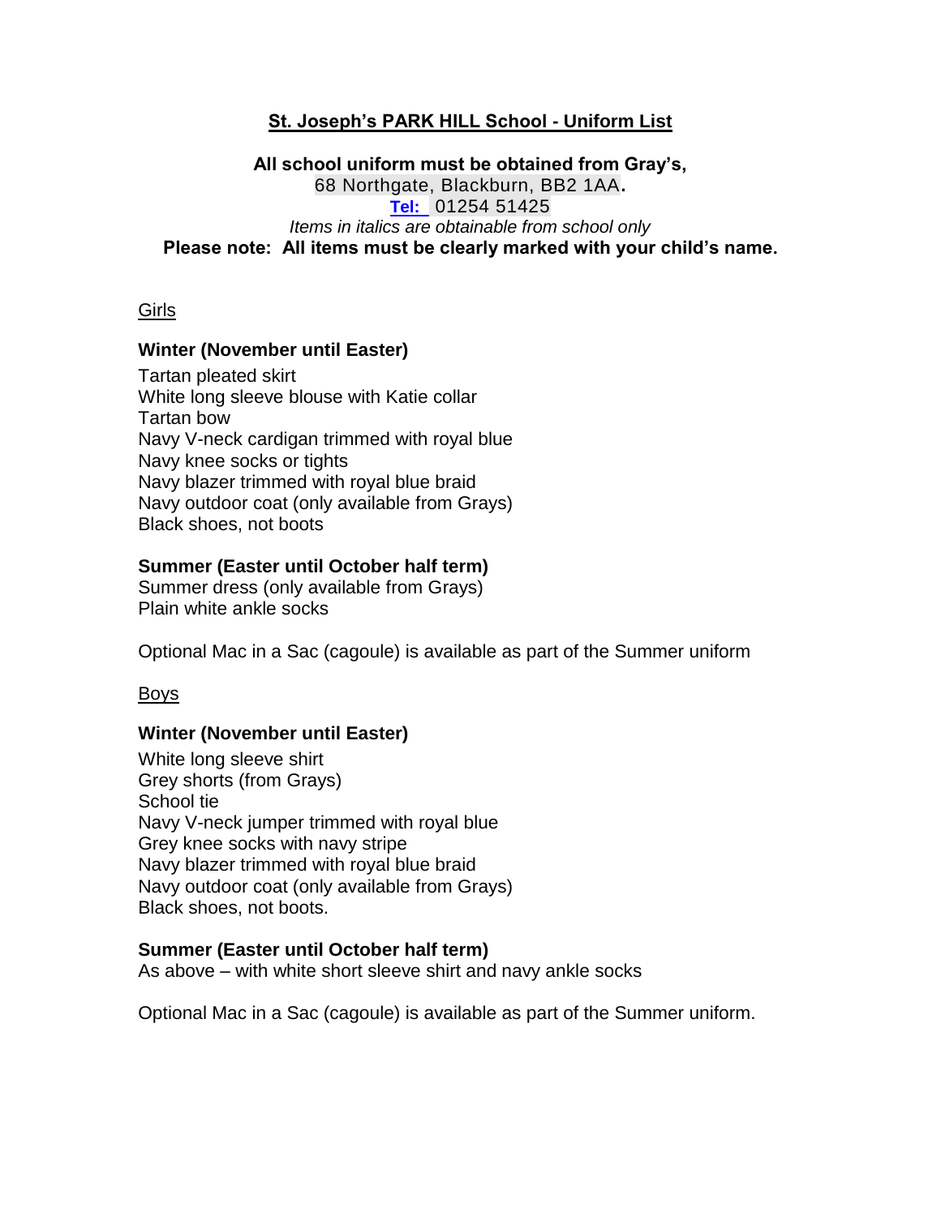## St. Joseph's PARK HILL School - Uniform List

**All school uniform must be obtained from Gray's,**
68 Northgate, Blackburn, BB2 1AA.
**Tel:** 01254 51425
*Items in italics are obtainable from school only*
**Please note: All items must be clearly marked with your child's name.**

### Girls

**Winter (November until Easter)**

Tartan pleated skirt
White long sleeve blouse with Katie collar
Tartan bow
Navy V-neck cardigan trimmed with royal blue
Navy knee socks or tights
Navy blazer trimmed with royal blue braid
Navy outdoor coat (only available from Grays)
Black shoes, not boots

**Summer (Easter until October half term)**

Summer dress (only available from Grays)
Plain white ankle socks

Optional Mac in a Sac (cagoule) is available as part of the Summer uniform

### Boys

**Winter (November until Easter)**

White long sleeve shirt
Grey shorts (from Grays)
School tie
Navy V-neck jumper trimmed with royal blue
Grey knee socks with navy stripe
Navy blazer trimmed with royal blue braid
Navy outdoor coat (only available from Grays)
Black shoes, not boots.

**Summer (Easter until October half term)**

As above – with white short sleeve shirt and navy ankle socks

Optional Mac in a Sac (cagoule) is available as part of the Summer uniform.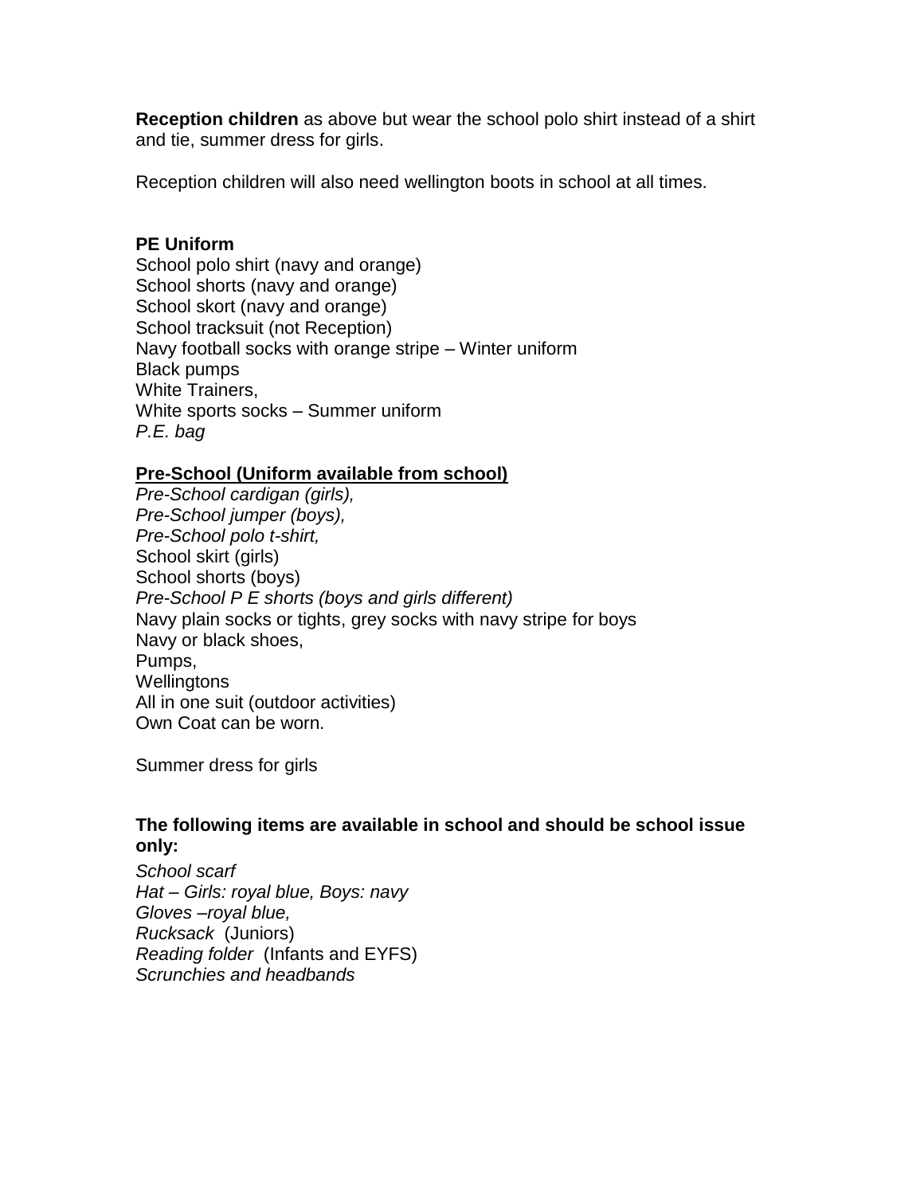**Reception children** as above but wear the school polo shirt instead of a shirt and tie, summer dress for girls.

Reception children will also need wellington boots in school at all times.

**PE Uniform**

School polo shirt (navy and orange)
School shorts (navy and orange)
School skort (navy and orange)
School tracksuit (not Reception)
Navy football socks with orange stripe – Winter uniform
Black pumps
White Trainers,
White sports socks – Summer uniform
*P.E. bag*

**<u>Pre-School (Uniform available from school)</u>**

*Pre-School cardigan (girls),*
*Pre-School jumper (boys),*
*Pre-School polo t-shirt,*
School skirt (girls)
School shorts (boys)
*Pre-School P E shorts (boys and girls different)*
Navy plain socks or tights, grey socks with navy stripe for boys
Navy or black shoes,
Pumps,
Wellingtons
All in one suit (outdoor activities)
Own Coat can be worn.

Summer dress for girls

**The following items are available in school and should be school issue only:**

*School scarf*
*Hat – Girls: royal blue, Boys: navy*
*Gloves –royal blue,*
*Rucksack* (Juniors)
*Reading folder* (Infants and EYFS)
*Scrunchies and headbands*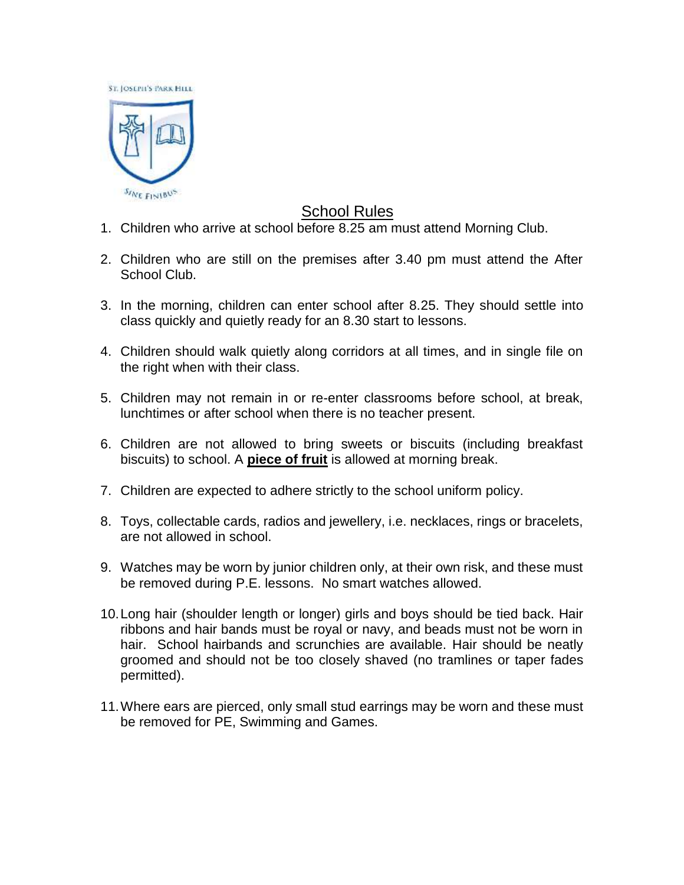ST. JOSEPH'S PARK HILL

SINE FINIBUS

# School Rules

1. Children who arrive at school before 8.25 am must attend Morning Club.

2. Children who are still on the premises after 3.40 pm must attend the After School Club.

3. In the morning, children can enter school after 8.25. They should settle into class quickly and quietly ready for an 8.30 start to lessons.

4. Children should walk quietly along corridors at all times, and in single file on the right when with their class.

5. Children may not remain in or re-enter classrooms before school, at break, lunchtimes or after school when there is no teacher present.

6. Children are not allowed to bring sweets or biscuits (including breakfast biscuits) to school. A **piece of fruit** is allowed at morning break.

7. Children are expected to adhere strictly to the school uniform policy.

8. Toys, collectable cards, radios and jewellery, i.e. necklaces, rings or bracelets, are not allowed in school.

9. Watches may be worn by junior children only, at their own risk, and these must be removed during P.E. lessons. No smart watches allowed.

10. Long hair (shoulder length or longer) girls and boys should be tied back. Hair ribbons and hair bands must be royal or navy, and beads must not be worn in hair. School hairbands and scrunchies are available. Hair should be neatly groomed and should not be too closely shaved (no tramlines or taper fades permitted).

11. Where ears are pierced, only small stud earrings may be worn and these must be removed for PE, Swimming and Games.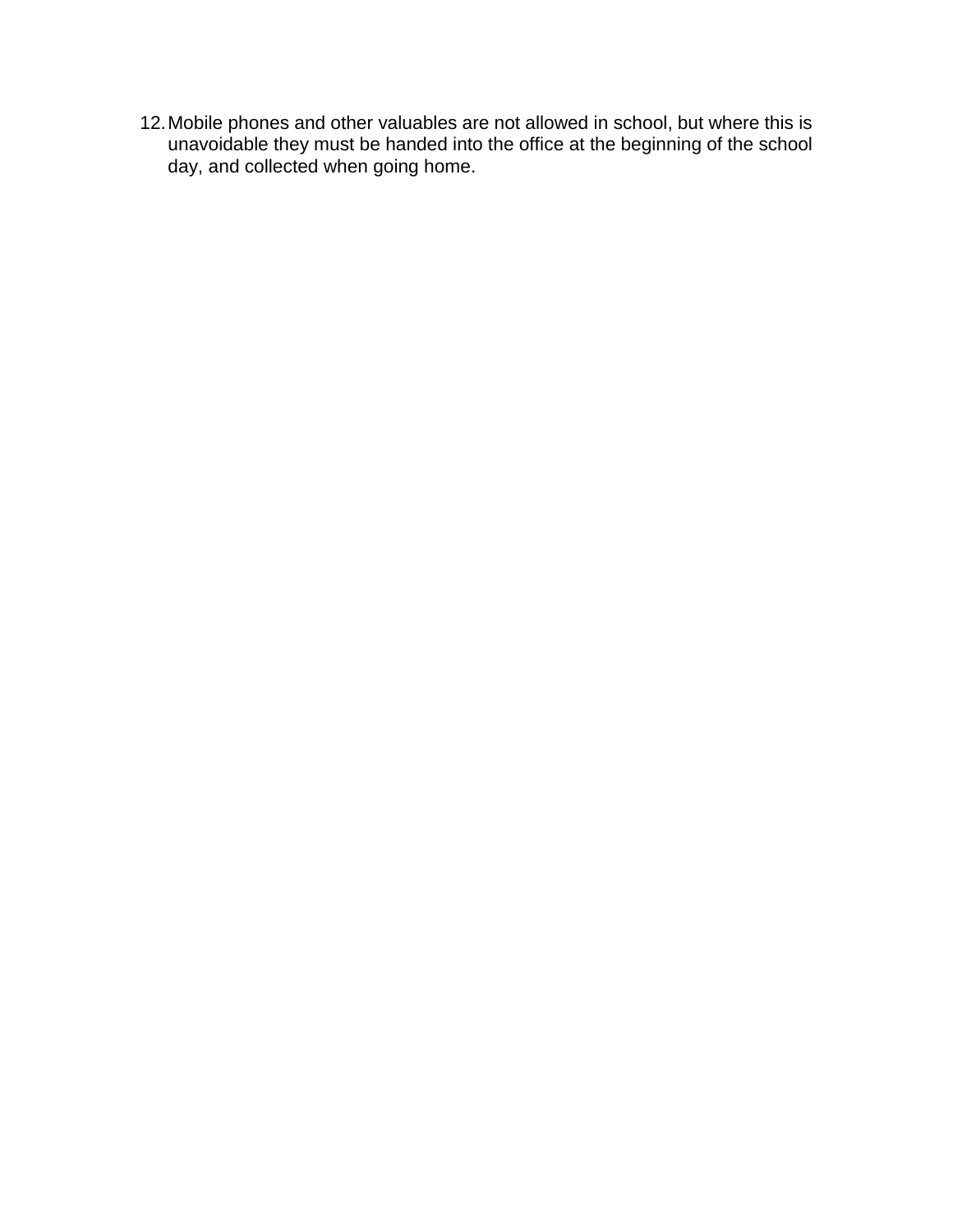12. Mobile phones and other valuables are not allowed in school, but where this is unavoidable they must be handed into the office at the beginning of the school day, and collected when going home.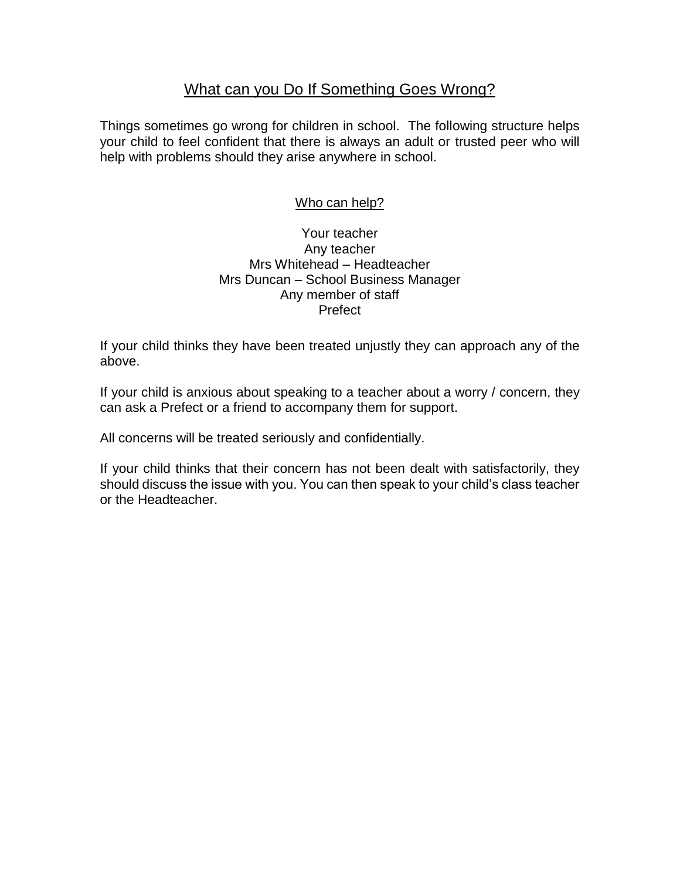## What can you Do If Something Goes Wrong?

Things sometimes go wrong for children in school. The following structure helps your child to feel confident that there is always an adult or trusted peer who will help with problems should they arise anywhere in school.

### Who can help?

Your teacher
Any teacher
Mrs Whitehead – Headteacher
Mrs Duncan – School Business Manager
Any member of staff
Prefect

If your child thinks they have been treated unjustly they can approach any of the above.

If your child is anxious about speaking to a teacher about a worry / concern, they can ask a Prefect or a friend to accompany them for support.

All concerns will be treated seriously and confidentially.

If your child thinks that their concern has not been dealt with satisfactorily, they should discuss the issue with you. You can then speak to your child's class teacher or the Headteacher.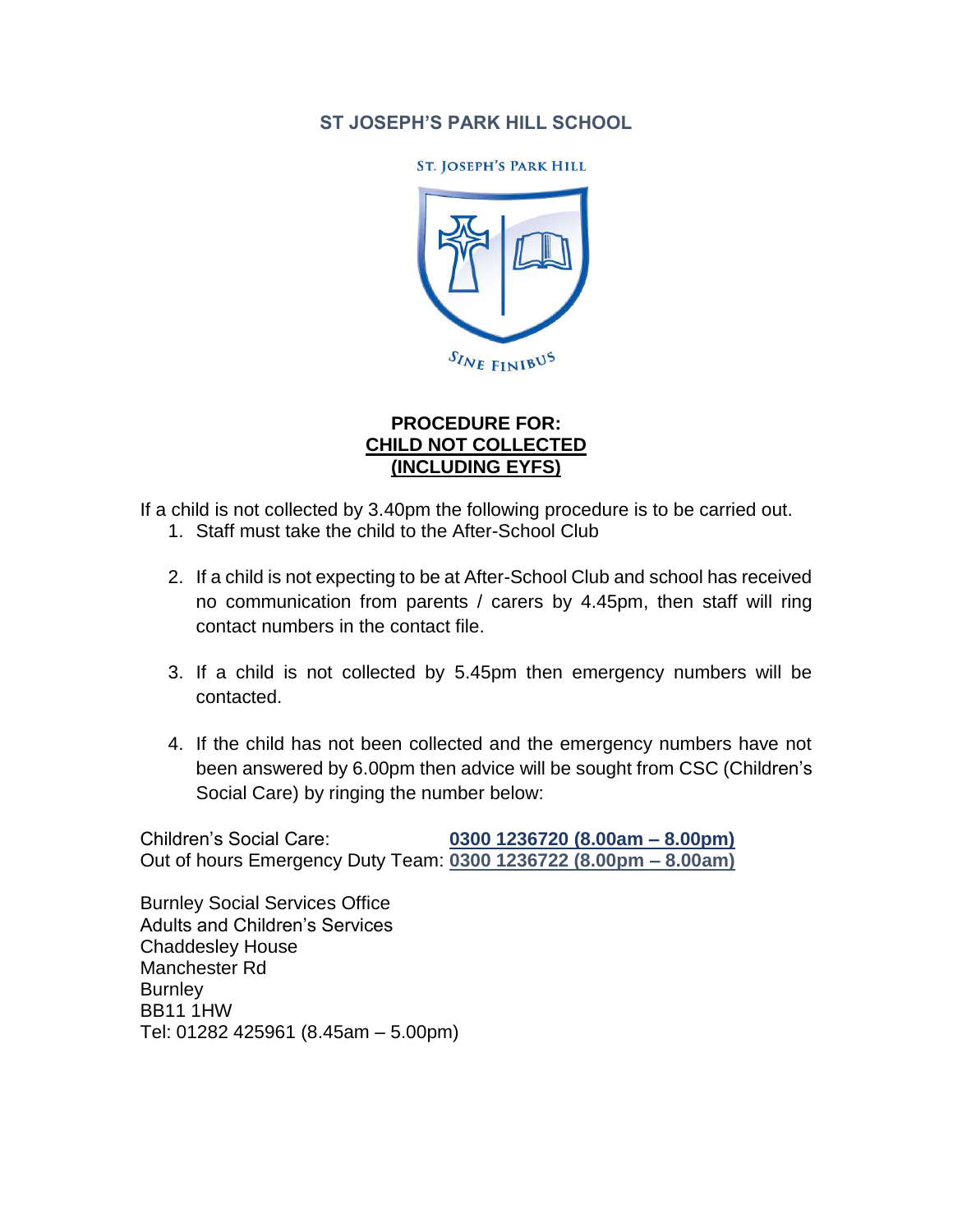**ST JOSEPH'S PARK HILL SCHOOL**

ST. JOSEPH'S PARK HILL

SINE FINIBUS

**PROCEDURE FOR:**
**CHILD NOT COLLECTED**
**(INCLUDING EYFS)**

If a child is not collected by 3.40pm the following procedure is to be carried out.

1. Staff must take the child to the After-School Club

2. If a child is not expecting to be at After-School Club and school has received no communication from parents / carers by 4.45pm, then staff will ring contact numbers in the contact file.

3. If a child is not collected by 5.45pm then emergency numbers will be contacted.

4. If the child has not been collected and the emergency numbers have not been answered by 6.00pm then advice will be sought from CSC (Children's Social Care) by ringing the number below:

Children's Social Care: **0300 1236720 (8.00am – 8.00pm)**
Out of hours Emergency Duty Team: **0300 1236722 (8.00pm – 8.00am)**

Burnley Social Services Office
Adults and Children's Services
Chaddesley House
Manchester Rd
Burnley
BB11 1HW
Tel: 01282 425961 (8.45am – 5.00pm)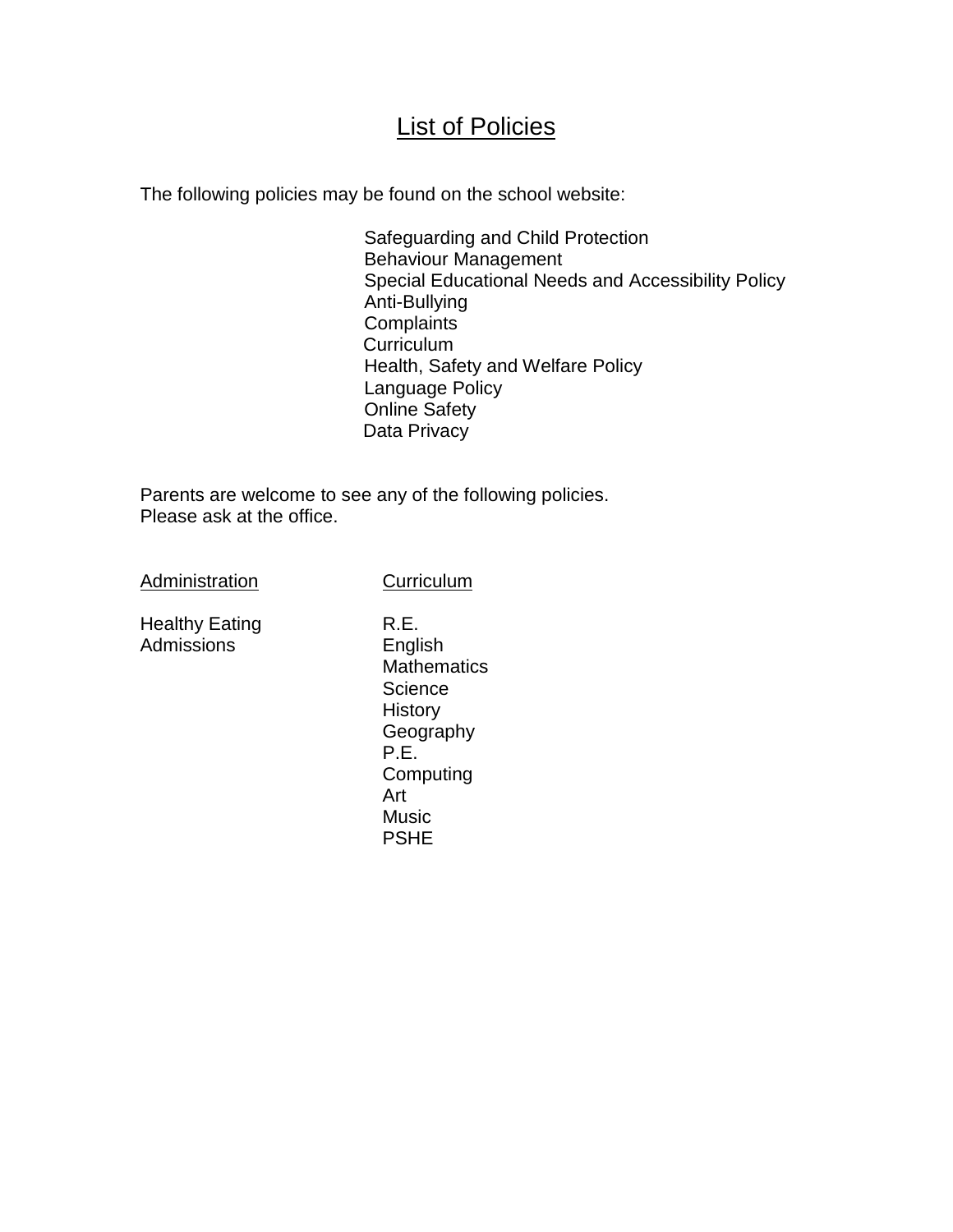# List of Policies

The following policies may be found on the school website:

- Safeguarding and Child Protection
- Behaviour Management
- Special Educational Needs and Accessibility Policy
- Anti-Bullying
- Complaints
- Curriculum
- Health, Safety and Welfare Policy
- Language Policy
- Online Safety
- Data Privacy

Parents are welcome to see any of the following policies.
Please ask at the office.

| Administration | Curriculum |
|---|---|
| Healthy Eating | R.E. |
| Admissions | English |
| | Mathematics |
| | Science |
| | History |
| | Geography |
| | P.E. |
| | Computing |
| | Art |
| | Music |
| | PSHE |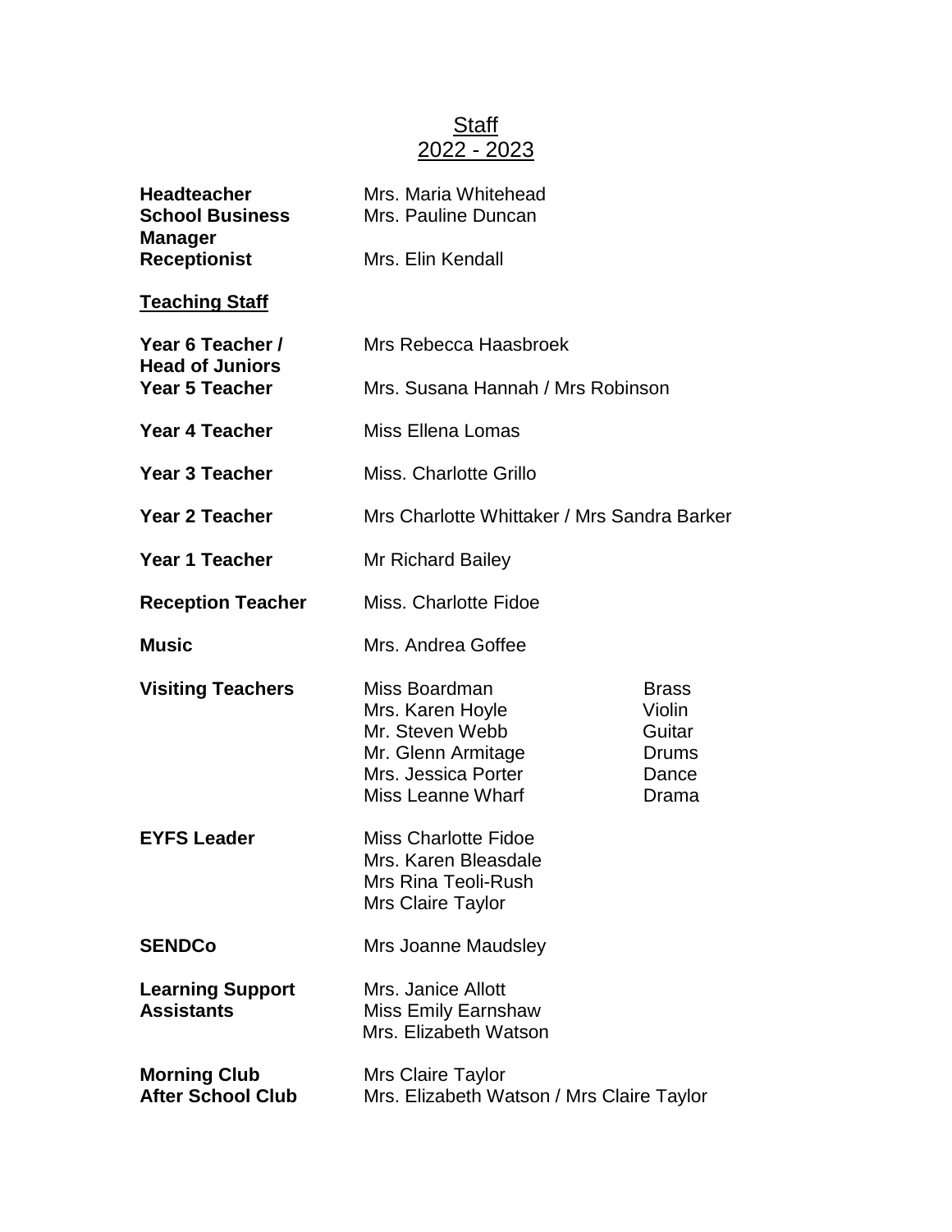# Staff
## 2022 - 2023

| | | |
|---|---|---|
| **Headteacher** | Mrs. Maria Whitehead | |
| **School Business Manager** | Mrs. Pauline Duncan | |
| **Receptionist** | Mrs. Elin Kendall | |

**Teaching Staff**

| | | |
|---|---|---|
| **Year 6 Teacher / Head of Juniors** | Mrs Rebecca Haasbroek | |
| **Year 5 Teacher** | Mrs. Susana Hannah / Mrs Robinson | |
| **Year 4 Teacher** | Miss Ellena Lomas | |
| **Year 3 Teacher** | Miss. Charlotte Grillo | |
| **Year 2 Teacher** | Mrs Charlotte Whittaker / Mrs Sandra Barker | |
| **Year 1 Teacher** | Mr Richard Bailey | |
| **Reception Teacher** | Miss. Charlotte Fidoe | |
| **Music** | Mrs. Andrea Goffee | |
| **Visiting Teachers** | Miss Boardman | Brass |
| | Mrs. Karen Hoyle | Violin |
| | Mr. Steven Webb | Guitar |
| | Mr. Glenn Armitage | Drums |
| | Mrs. Jessica Porter | Dance |
| | Miss Leanne Wharf | Drama |
| **EYFS Leader** | Miss Charlotte Fidoe | |
| | Mrs. Karen Bleasdale | |
| | Mrs Rina Teoli-Rush | |
| | Mrs Claire Taylor | |
| **SENDCo** | Mrs Joanne Maudsley | |
| **Learning Support Assistants** | Mrs. Janice Allott | |
| | Miss Emily Earnshaw | |
| | Mrs. Elizabeth Watson | |
| **Morning Club** | Mrs Claire Taylor | |
| **After School Club** | Mrs. Elizabeth Watson / Mrs Claire Taylor | |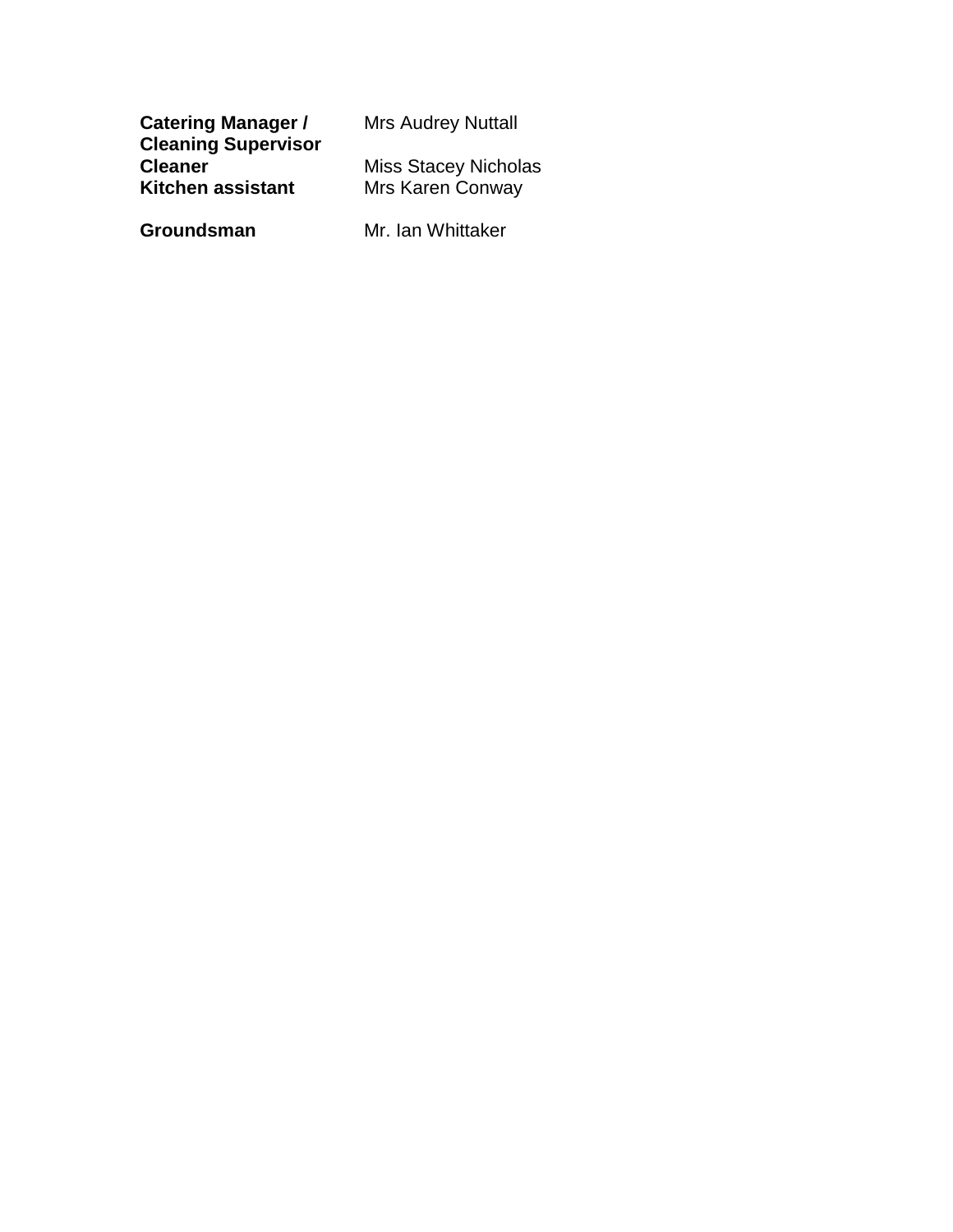| | |
|---|---|
| **Catering Manager / Cleaning Supervisor** | Mrs Audrey Nuttall |
| **Cleaner** | Miss Stacey Nicholas |
| **Kitchen assistant** | Mrs Karen Conway |
| | |
| **Groundsman** | Mr. Ian Whittaker |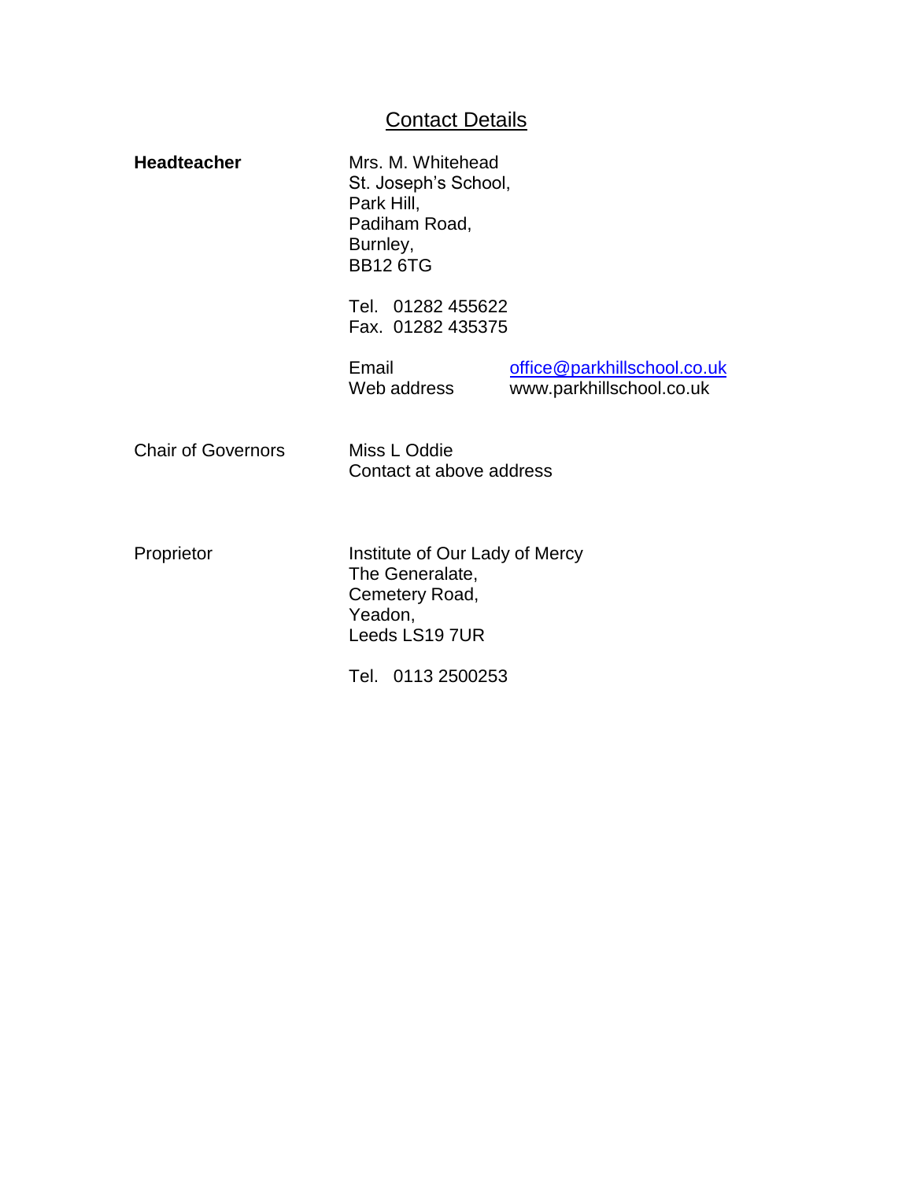## Contact Details

**Headteacher**

Mrs. M. Whitehead
St. Joseph's School,
Park Hill,
Padiham Road,
Burnley,
BB12 6TG

Tel. 01282 455622
Fax. 01282 435375

Email office@parkhillschool.co.uk
Web address www.parkhillschool.co.uk

Chair of Governors

Miss L Oddie
Contact at above address

Proprietor

Institute of Our Lady of Mercy
The Generalate,
Cemetery Road,
Yeadon,
Leeds LS19 7UR

Tel. 0113 2500253